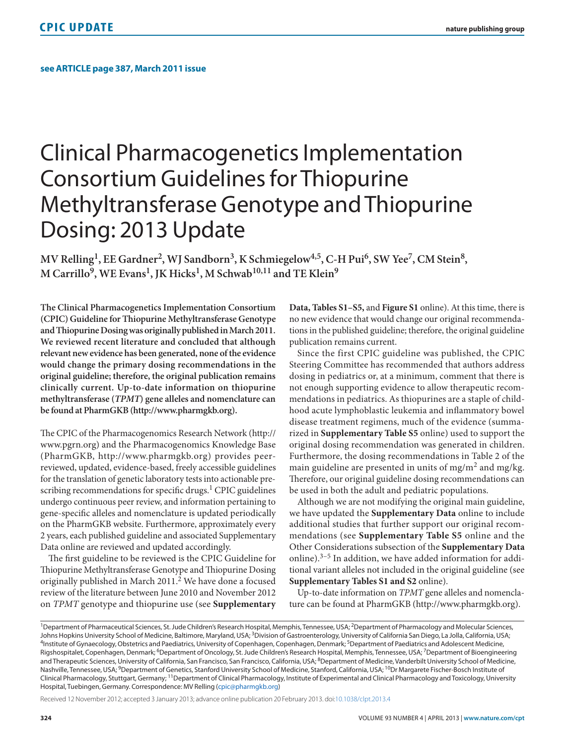**see ARTICLE page 387, March 2011 issue**

# Clinical Pharmacogenetics Implementation Consortium Guidelines for Thiopurine Methyltransferase Genotype and Thiopurine Dosing: 2013 Update

**MV Relling[1], EE Gardner[2], WJ Sandborn[3], K Schmiegelow[4,5], C-H Pui[6], SW Yee[7], CM Stein[8], M Carrillo[9], WE Evans[1], JK Hicks[1], M Schwab[10,11] and TE Klein[9]**

**The Clinical Pharmacogenetics Implementation Consortium (CPIC) Guideline for Thiopurine Methyltransferase Genotype and Thiopurine Dosing was originally published in March 2011. We reviewed recent literature and concluded that although relevant new evidence has been generated, none of the evidence would change the primary dosing recommendations in the original guideline; therefore, the original publication remains clinically current. Up-to-date information on thiopurine methyltransferase (*TPMT*) gene alleles and nomenclature can be found at PharmGKB (http://www.pharmgkb.org).**

The CPIC of the Pharmacogenomics Research Network (http://www.pgrn.org) and the Pharmacogenomics Knowledge Base (PharmGKB, http://www.pharmgkb.org) provides peer-reviewed, updated, evidence-based, freely accessible guidelines for the translation of genetic laboratory tests into actionable prescribing recommendations for specific drugs.[1] CPIC guidelines undergo continuous peer review, and information pertaining to gene-specific alleles and nomenclature is updated periodically on the PharmGKB website. Furthermore, approximately every 2 years, each published guideline and associated Supplementary Data online are reviewed and updated accordingly.

The first guideline to be reviewed is the CPIC Guideline for Thiopurine Methyltransferase Genotype and Thiopurine Dosing originally published in March 2011.[2] We have done a focused review of the literature between June 2010 and November 2012 on *TPMT* genotype and thiopurine use (see **Supplementary Data, Tables S1–S5,** and **Figure S1** online). At this time, there is no new evidence that would change our original recommendations in the published guideline; therefore, the original guideline publication remains current.

Since the first CPIC guideline was published, the CPIC Steering Committee has recommended that authors address dosing in pediatrics or, at a minimum, comment that there is not enough supporting evidence to allow therapeutic recommendations in pediatrics. As thiopurines are a staple of childhood acute lymphoblastic leukemia and inflammatory bowel disease treatment regimens, much of the evidence (summarized in **Supplementary Table S5** online) used to support the original dosing recommendation was generated in children. Furthermore, the dosing recommendations in Table 2 of the main guideline are presented in units of mg/m$^2$ and mg/kg. Therefore, our original guideline dosing recommendations can be used in both the adult and pediatric populations.

Although we are not modifying the original main guideline, we have updated the **Supplementary Data** online to include additional studies that further support our original recommendations (see **Supplementary Table S5** online and the Other Considerations subsection of the **Supplementary Data** online).[3–5] In addition, we have added information for additional variant alleles not included in the original guideline (see **Supplementary Tables S1 and S2** online).

Up-to-date information on *TPMT* gene alleles and nomenclature can be found at PharmGKB (http://www.pharmgkb.org).

[1]Department of Pharmaceutical Sciences, St. Jude Children's Research Hospital, Memphis, Tennessee, USA; [2]Department of Pharmacology and Molecular Sciences, Johns Hopkins University School of Medicine, Baltimore, Maryland, USA; [3]Division of Gastroenterology, University of California San Diego, La Jolla, California, USA; [4]Institute of Gynaecology, Obstetrics and Paediatrics, University of Copenhagen, Copenhagen, Denmark; [5]Department of Paediatrics and Adolescent Medicine, Rigshospitalet, Copenhagen, Denmark; [6]Department of Oncology, St. Jude Children's Research Hospital, Memphis, Tennessee, USA; [7]Department of Bioengineering and Therapeutic Sciences, University of California, San Francisco, San Francisco, California, USA; [8]Department of Medicine, Vanderbilt University School of Medicine, Nashville, Tennessee, USA; [9]Department of Genetics, Stanford University School of Medicine, Stanford, California, USA; [10]Dr Margarete Fischer-Bosch Institute of Clinical Pharmacology, Stuttgart, Germany; [11]Department of Clinical Pharmacology, Institute of Experimental and Clinical Pharmacology and Toxicology, University Hospital, Tuebingen, Germany. Correspondence: MV Relling (cpic@pharmgkb.org)

Received 12 November 2012; accepted 3 January 2013; advance online publication 20 February 2013. doi:10.1038/clpt.2013.4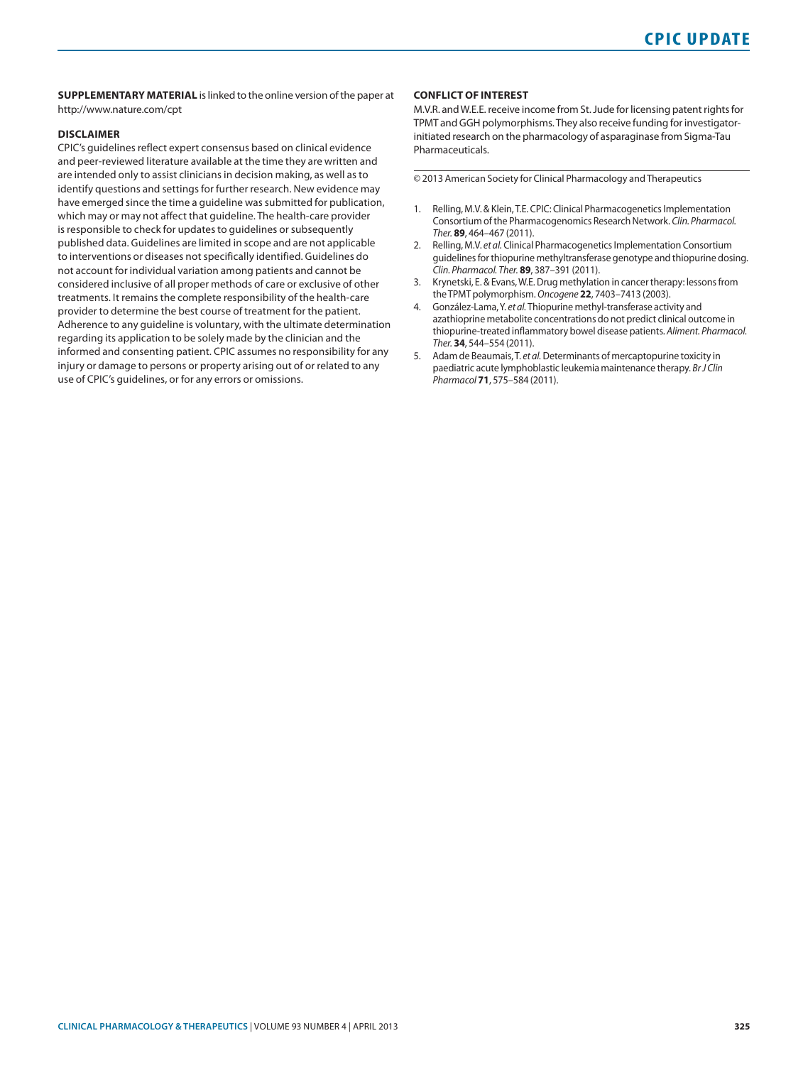**SUPPLEMENTARY MATERIAL** is linked to the online version of the paper at http://www.nature.com/cpt

## DISCLAIMER

CPIC's guidelines reflect expert consensus based on clinical evidence and peer-reviewed literature available at the time they are written and are intended only to assist clinicians in decision making, as well as to identify questions and settings for further research. New evidence may have emerged since the time a guideline was submitted for publication, which may or may not affect that guideline. The health-care provider is responsible to check for updates to guidelines or subsequently published data. Guidelines are limited in scope and are not applicable to interventions or diseases not specifically identified. Guidelines do not account for individual variation among patients and cannot be considered inclusive of all proper methods of care or exclusive of other treatments. It remains the complete responsibility of the health-care provider to determine the best course of treatment for the patient. Adherence to any guideline is voluntary, with the ultimate determination regarding its application to be solely made by the clinician and the informed and consenting patient. CPIC assumes no responsibility for any injury or damage to persons or property arising out of or related to any use of CPIC's guidelines, or for any errors or omissions.

## CONFLICT OF INTEREST

M.V.R. and W.E.E. receive income from St. Jude for licensing patent rights for TPMT and GGH polymorphisms. They also receive funding for investigator-initiated research on the pharmacology of asparaginase from Sigma-Tau Pharmaceuticals.

© 2013 American Society for Clinical Pharmacology and Therapeutics

1. Relling, M.V. & Klein, T.E. CPIC: Clinical Pharmacogenetics Implementation Consortium of the Pharmacogenomics Research Network. *Clin. Pharmacol. Ther.* **89**, 464–467 (2011).
2. Relling, M.V. *et al.* Clinical Pharmacogenetics Implementation Consortium guidelines for thiopurine methyltransferase genotype and thiopurine dosing. *Clin. Pharmacol. Ther.* **89**, 387–391 (2011).
3. Krynetski, E. & Evans, W.E. Drug methylation in cancer therapy: lessons from the TPMT polymorphism. *Oncogene* **22**, 7403–7413 (2003).
4. González-Lama, Y. *et al.* Thiopurine methyl-transferase activity and azathioprine metabolite concentrations do not predict clinical outcome in thiopurine-treated inflammatory bowel disease patients. *Aliment. Pharmacol. Ther.* **34**, 544–554 (2011).
5. Adam de Beaumais, T. *et al.* Determinants of mercaptopurine toxicity in paediatric acute lymphoblastic leukemia maintenance therapy. *Br J Clin Pharmacol* **71**, 575–584 (2011).